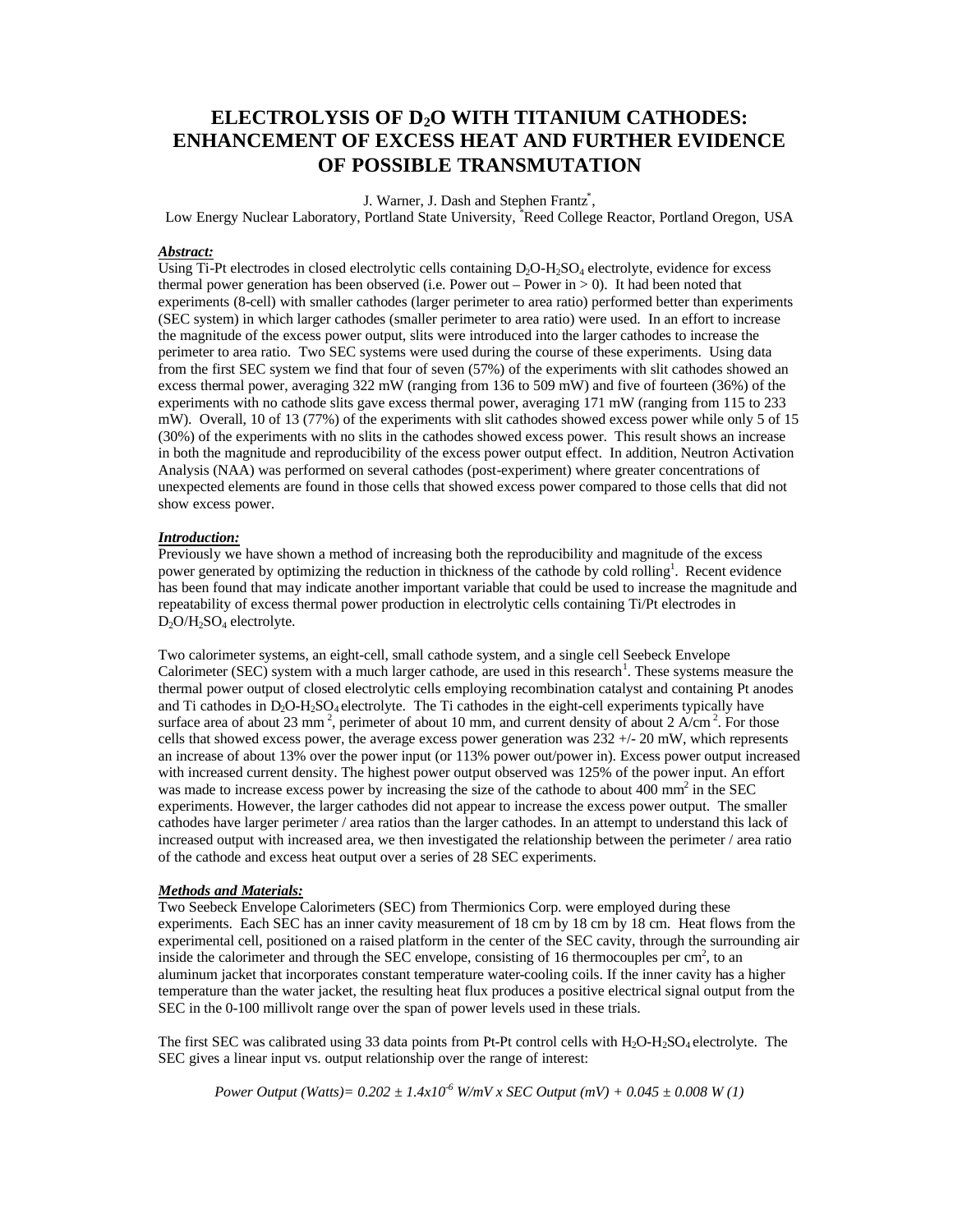# ELECTROLYSIS OF $D_2O$ WITH TITANIUM CATHODES: ENHANCEMENT OF EXCESS HEAT AND FURTHER EVIDENCE OF POSSIBLE TRANSMUTATION

J. Warner, J. Dash and Stephen Frantz[*],

Low Energy Nuclear Laboratory, Portland State University, [*]Reed College Reactor, Portland Oregon, USA

***Abstract:***

Using Ti-Pt electrodes in closed electrolytic cells containing $D_2O$-$H_2SO_4$ electrolyte, evidence for excess thermal power generation has been observed (i.e. Power out – Power in > 0). It had been noted that experiments (8-cell) with smaller cathodes (larger perimeter to area ratio) performed better than experiments (SEC system) in which larger cathodes (smaller perimeter to area ratio) were used. In an effort to increase the magnitude of the excess power output, slits were introduced into the larger cathodes to increase the perimeter to area ratio. Two SEC systems were used during the course of these experiments. Using data from the first SEC system we find that four of seven (57%) of the experiments with slit cathodes showed an excess thermal power, averaging 322 mW (ranging from 136 to 509 mW) and five of fourteen (36%) of the experiments with no cathode slits gave excess thermal power, averaging 171 mW (ranging from 115 to 233 mW). Overall, 10 of 13 (77%) of the experiments with slit cathodes showed excess power while only 5 of 15 (30%) of the experiments with no slits in the cathodes showed excess power. This result shows an increase in both the magnitude and reproducibility of the excess power output effect. In addition, Neutron Activation Analysis (NAA) was performed on several cathodes (post-experiment) where greater concentrations of unexpected elements are found in those cells that showed excess power compared to those cells that did not show excess power.

***Introduction:***

Previously we have shown a method of increasing both the reproducibility and magnitude of the excess power generated by optimizing the reduction in thickness of the cathode by cold rolling[1]. Recent evidence has been found that may indicate another important variable that could be used to increase the magnitude and repeatability of excess thermal power production in electrolytic cells containing Ti/Pt electrodes in $D_2O$/$H_2SO_4$ electrolyte.

Two calorimeter systems, an eight-cell, small cathode system, and a single cell Seebeck Envelope Calorimeter (SEC) system with a much larger cathode, are used in this research[1]. These systems measure the thermal power output of closed electrolytic cells employing recombination catalyst and containing Pt anodes and Ti cathodes in $D_2O$-$H_2SO_4$ electrolyte. The Ti cathodes in the eight-cell experiments typically have surface area of about 23 $mm^2$, perimeter of about 10 mm, and current density of about 2 $A/cm^2$. For those cells that showed excess power, the average excess power generation was 232 +/- 20 mW, which represents an increase of about 13% over the power input (or 113% power out/power in). Excess power output increased with increased current density. The highest power output observed was 125% of the power input. An effort was made to increase excess power by increasing the size of the cathode to about 400 $mm^2$ in the SEC experiments. However, the larger cathodes did not appear to increase the excess power output. The smaller cathodes have larger perimeter / area ratios than the larger cathodes. In an attempt to understand this lack of increased output with increased area, we then investigated the relationship between the perimeter / area ratio of the cathode and excess heat output over a series of 28 SEC experiments.

***Methods and Materials:***

Two Seebeck Envelope Calorimeters (SEC) from Thermionics Corp. were employed during these experiments. Each SEC has an inner cavity measurement of 18 cm by 18 cm by 18 cm. Heat flows from the experimental cell, positioned on a raised platform in the center of the SEC cavity, through the surrounding air inside the calorimeter and through the SEC envelope, consisting of 16 thermocouples per $cm^2$, to an aluminum jacket that incorporates constant temperature water-cooling coils. If the inner cavity has a higher temperature than the water jacket, the resulting heat flux produces a positive electrical signal output from the SEC in the 0-100 millivolt range over the span of power levels used in these trials.

The first SEC was calibrated using 33 data points from Pt-Pt control cells with $H_2O$-$H_2SO_4$ electrolyte. The SEC gives a linear input vs. output relationship over the range of interest:

$$\textit{Power Output (Watts)} = 0.202 \pm 1.4\times10^{-6}\ W/mV \times \textit{SEC Output (mV)} + 0.045 \pm 0.008\ W \quad (1)$$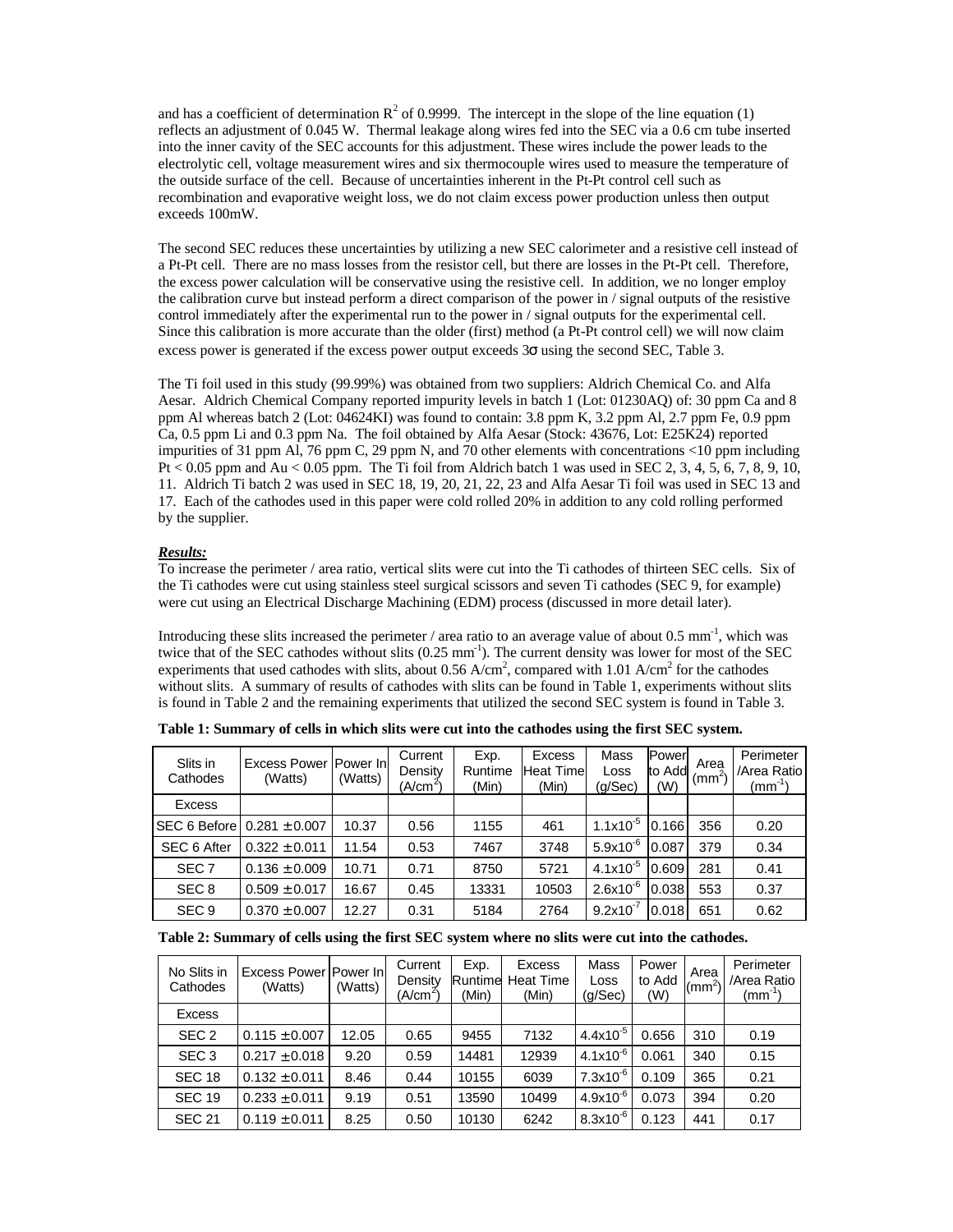and has a coefficient of determination $R^2$ of 0.9999. The intercept in the slope of the line equation (1) reflects an adjustment of 0.045 W. Thermal leakage along wires fed into the SEC via a 0.6 cm tube inserted into the inner cavity of the SEC accounts for this adjustment. These wires include the power leads to the electrolytic cell, voltage measurement wires and six thermocouple wires used to measure the temperature of the outside surface of the cell. Because of uncertainties inherent in the Pt-Pt control cell such as recombination and evaporative weight loss, we do not claim excess power production unless then output exceeds 100mW.

The second SEC reduces these uncertainties by utilizing a new SEC calorimeter and a resistive cell instead of a Pt-Pt cell. There are no mass losses from the resistor cell, but there are losses in the Pt-Pt cell. Therefore, the excess power calculation will be conservative using the resistive cell. In addition, we no longer employ the calibration curve but instead perform a direct comparison of the power in / signal outputs of the resistive control immediately after the experimental run to the power in / signal outputs for the experimental cell. Since this calibration is more accurate than the older (first) method (a Pt-Pt control cell) we will now claim excess power is generated if the excess power output exceeds $3\sigma$ using the second SEC, Table 3.

The Ti foil used in this study (99.99%) was obtained from two suppliers: Aldrich Chemical Co. and Alfa Aesar. Aldrich Chemical Company reported impurity levels in batch 1 (Lot: 01230AQ) of: 30 ppm Ca and 8 ppm Al whereas batch 2 (Lot: 04624KI) was found to contain: 3.8 ppm K, 3.2 ppm Al, 2.7 ppm Fe, 0.9 ppm Ca, 0.5 ppm Li and 0.3 ppm Na. The foil obtained by Alfa Aesar (Stock: 43676, Lot: E25K24) reported impurities of 31 ppm Al, 76 ppm C, 29 ppm N, and 70 other elements with concentrations <10 ppm including Pt < 0.05 ppm and Au < 0.05 ppm. The Ti foil from Aldrich batch 1 was used in SEC 2, 3, 4, 5, 6, 7, 8, 9, 10, 11. Aldrich Ti batch 2 was used in SEC 18, 19, 20, 21, 22, 23 and Alfa Aesar Ti foil was used in SEC 13 and 17. Each of the cathodes used in this paper was cold rolled 20% in addition to any cold rolling performed by the supplier.

***Results:***

To increase the perimeter / area ratio, vertical slits were cut into the Ti cathodes of thirteen SEC cells. Six of the Ti cathodes were cut using stainless steel surgical scissors and seven Ti cathodes (SEC 9, for example) were cut using an Electrical Discharge Machining (EDM) process (discussed in more detail later).

Introducing these slits increased the perimeter / area ratio to an average value of about 0.5 $mm^{-1}$, which was twice that of the SEC cathodes without slits (0.25 $mm^{-1}$). The current density was lower for most of the SEC experiments that used cathodes with slits, about 0.56 $A/cm^2$, compared with 1.01 $A/cm^2$ for the cathodes without slits. A summary of results of cathodes with slits can be found in Table 1, experiments without slits is found in Table 2 and the remaining experiments that utilized the second SEC system is found in Table 3.

**Table 1: Summary of cells in which slits were cut into the cathodes using the first SEC system.**

| Slits in Cathodes | Excess Power (Watts) | Power In (Watts) | Current Density ($A/cm^2$) | Exp. Runtime (Min) | Excess Heat Time (Min) | Mass Loss (g/Sec) | Power to Add (W) | Area ($mm^2$) | Perimeter /Area Ratio ($mm^{-1}$) |
|---|---|---|---|---|---|---|---|---|---|
| Excess | | | | | | | | | |
| SEC 6 Before | 0.281 ± 0.007 | 10.37 | 0.56 | 1155 | 461 | $1.1x10^{-5}$ | 0.166 | 356 | 0.20 |
| SEC 6 After | 0.322 ± 0.011 | 11.54 | 0.53 | 7467 | 3748 | $5.9x10^{-6}$ | 0.087 | 379 | 0.34 |
| SEC 7 | 0.136 ± 0.009 | 10.71 | 0.71 | 8750 | 5721 | $4.1x10^{-5}$ | 0.609 | 281 | 0.41 |
| SEC 8 | 0.509 ± 0.017 | 16.67 | 0.45 | 13331 | 10503 | $2.6x10^{-6}$ | 0.038 | 553 | 0.37 |
| SEC 9 | 0.370 ± 0.007 | 12.27 | 0.31 | 5184 | 2764 | $9.2x10^{-7}$ | 0.018 | 651 | 0.62 |

**Table 2: Summary of cells using the first SEC system where no slits were cut into the cathodes.**

| No Slits in Cathodes | Excess Power (Watts) | Power In (Watts) | Current Density ($A/cm^2$) | Exp. Runtime (Min) | Excess Heat Time (Min) | Mass Loss (g/Sec) | Power to Add (W) | Area ($mm^2$) | Perimeter /Area Ratio ($mm^{-1}$) |
|---|---|---|---|---|---|---|---|---|---|
| Excess | | | | | | | | | |
| SEC 2 | 0.115 ± 0.007 | 12.05 | 0.65 | 9455 | 7132 | $4.4x10^{-5}$ | 0.656 | 310 | 0.19 |
| SEC 3 | 0.217 ± 0.018 | 9.20 | 0.59 | 14481 | 12939 | $4.1x10^{-6}$ | 0.061 | 340 | 0.15 |
| SEC 18 | 0.132 ± 0.011 | 8.46 | 0.44 | 10155 | 6039 | $7.3x10^{-6}$ | 0.109 | 365 | 0.21 |
| SEC 19 | 0.233 ± 0.011 | 9.19 | 0.51 | 13590 | 10499 | $4.9x10^{-6}$ | 0.073 | 394 | 0.20 |
| SEC 21 | 0.119 ± 0.011 | 8.25 | 0.50 | 10130 | 6242 | $8.3x10^{-6}$ | 0.123 | 441 | 0.17 |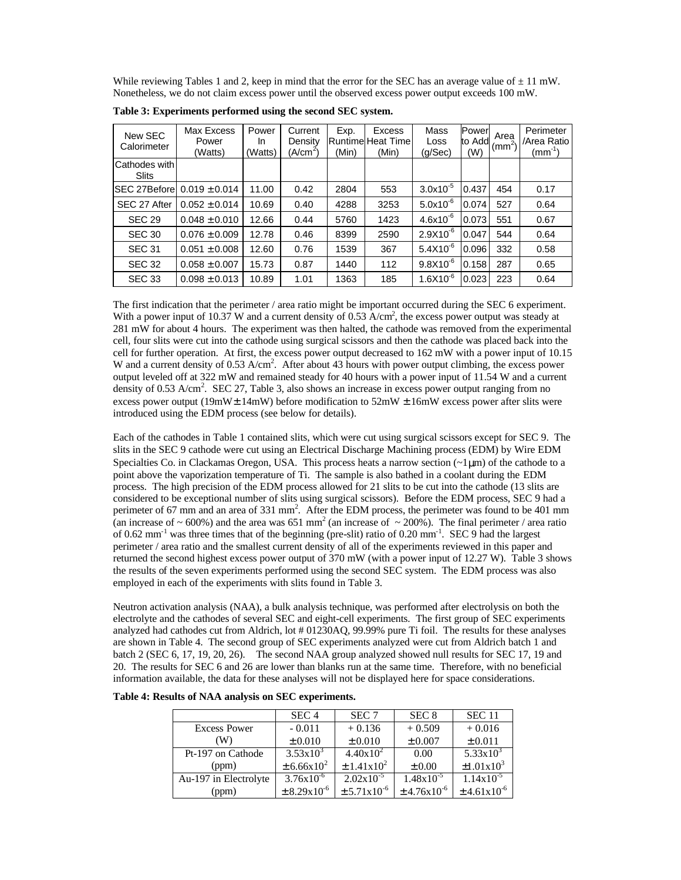While reviewing Tables 1 and 2, keep in mind that the error for the SEC has an average value of ± 11 mW. Nonetheless, we do not claim excess power until the observed excess power output exceeds 100 mW.

**Table 3: Experiments performed using the second SEC system.**

| New SEC Calorimeter | Max Excess Power (Watts) | Power In (Watts) | Current Density ($A/cm^2$) | Exp. Runtime (Min) | Excess Heat Time (Min) | Mass Loss (g/Sec) | Power to Add (W) | Area ($mm^2$) | Perimeter /Area Ratio ($mm^{-1}$) |
|---|---|---|---|---|---|---|---|---|---|
| Cathodes with Slits | | | | | | | | | |
| SEC 27Before | 0.019 ± 0.014 | 11.00 | 0.42 | 2804 | 553 | $3.0x10^{-5}$ | 0.437 | 454 | 0.17 |
| SEC 27 After | 0.052 ± 0.014 | 10.69 | 0.40 | 4288 | 3253 | $5.0x10^{-6}$ | 0.074 | 527 | 0.64 |
| SEC 29 | 0.048 ± 0.010 | 12.66 | 0.44 | 5760 | 1423 | $4.6x10^{-6}$ | 0.073 | 551 | 0.67 |
| SEC 30 | 0.076 ± 0.009 | 12.78 | 0.46 | 8399 | 2590 | $2.9X10^{-6}$ | 0.047 | 544 | 0.64 |
| SEC 31 | 0.051 ± 0.008 | 12.60 | 0.76 | 1539 | 367 | $5.4X10^{-6}$ | 0.096 | 332 | 0.58 |
| SEC 32 | 0.058 ± 0.007 | 15.73 | 0.87 | 1440 | 112 | $9.8X10^{-6}$ | 0.158 | 287 | 0.65 |
| SEC 33 | 0.098 ± 0.013 | 10.89 | 1.01 | 1363 | 185 | $1.6X10^{-6}$ | 0.023 | 223 | 0.64 |

The first indication that the perimeter / area ratio might be important occurred during the SEC 6 experiment. With a power input of 10.37 W and a current density of 0.53 $A/cm^2$, the excess power output was steady at 281 mW for about 4 hours. The experiment was then halted, the cathode was removed from the experimental cell, four slits were cut into the cathode using surgical scissors and then the cathode was placed back into the cell for further operation. At first, the excess power output decreased to 162 mW with a power input of 10.15 W and a current density of 0.53 $A/cm^2$. After about 43 hours with power output climbing, the excess power output leveled off at 322 mW and remained steady for 40 hours with a power input of 11.54 W and a current density of 0.53 $A/cm^2$. SEC 27, Table 3, also shows an increase in excess power output ranging from no excess power output (19mW ± 14mW) before modification to 52mW ± 16mW excess power after slits were introduced using the EDM process (see below for details).

Each of the cathodes in Table 1 contained slits, which were cut using surgical scissors except for SEC 9. The slits in the SEC 9 cathode were cut using an Electrical Discharge Machining process (EDM) by Wire EDM Specialties Co. in Clackamas Oregon, USA. This process heats a narrow section (~1 μm) of the cathode to a point above the vaporization temperature of Ti. The sample is also bathed in a coolant during the EDM process. The high precision of the EDM process allowed for 21 slits to be cut into the cathode (13 slits are considered to be exceptional number of slits using surgical scissors). Before the EDM process, SEC 9 had a perimeter of 67 mm and an area of 331 $mm^2$. After the EDM process, the perimeter was found to be 401 mm (an increase of ~ 600%) and the area was 651 $mm^2$ (an increase of ~ 200%). The final perimeter / area ratio of 0.62 $mm^{-1}$ was three times that of the beginning (pre-slit) ratio of 0.20 $mm^{-1}$. SEC 9 had the largest perimeter / area ratio and the smallest current density of all of the experiments reviewed in this paper and returned the second highest excess power output of 370 mW (with a power input of 12.27 W). Table 3 shows the results of the seven experiments performed using the second SEC system. The EDM process was also employed in each of the experiments with slits found in Table 3.

Neutron activation analysis (NAA), a bulk analysis technique, was performed after electrolysis on both the electrolyte and the cathodes of several SEC and eight-cell experiments. The first group of SEC experiments analyzed had cathodes cut from Aldrich, lot # 01230AQ, 99.99% pure Ti foil. The results for these analyses are shown in Table 4. The second group of SEC experiments analyzed were cut from Aldrich batch 1 and batch 2 (SEC 6, 17, 19, 20, 26). The second NAA group analyzed showed null results for SEC 17, 19 and 20. The results for SEC 6 and 26 are lower than blanks run at the same time. Therefore, with no beneficial information available, the data for these analyses will not be displayed here for space considerations.

**Table 4: Results of NAA analysis on SEC experiments.**

| | SEC 4 | SEC 7 | SEC 8 | SEC 11 |
|---|---|---|---|---|
| Excess Power (W) | - 0.011 ± 0.010 | + 0.136 ± 0.010 | + 0.509 ± 0.007 | + 0.016 ± 0.011 |
| Pt-197 on Cathode (ppm) | $3.53x10^3$ ± $6.66x10^2$ | $4.40x10^2$ ± $1.41x10^2$ | 0.00 ± 0.00 | $5.33x10^3$ ± $1.01x10^3$ |
| Au-197 in Electrolyte (ppm) | $3.76x10^{-6}$ ± $8.29x10^{-6}$ | $2.02x10^{-5}$ ± $5.71x10^{-6}$ | $1.48x10^{-5}$ ± $4.76x10^{-6}$ | $1.14x10^{-5}$ ± $4.61x10^{-6}$ |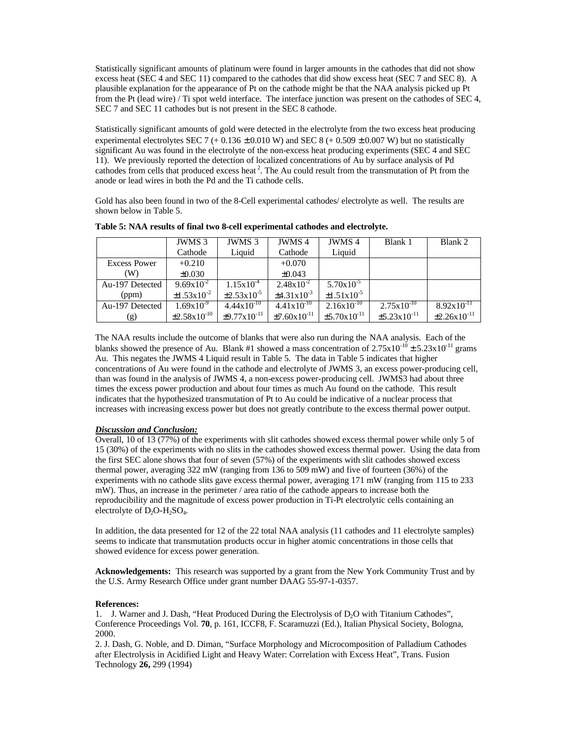Statistically significant amounts of platinum were found in larger amounts in the cathodes that did not show excess heat (SEC 4 and SEC 11) compared to the cathodes that did show excess heat (SEC 7 and SEC 8). A plausible explanation for the appearance of Pt on the cathode might be that the NAA analysis picked up Pt from the Pt (lead wire) / Ti spot weld interface. The interface junction was present on the cathodes of SEC 4, SEC 7 and SEC 11 cathodes but is not present in the SEC 8 cathode.

Statistically significant amounts of gold were detected in the electrolyte from the two excess heat producing experimental electrolytes SEC 7 (+ 0.136 ± 0.010 W) and SEC 8 (+ 0.509 ± 0.007 W) but no statistically significant Au was found in the electrolyte of the non-excess heat producing experiments (SEC 4 and SEC 11). We previously reported the detection of localized concentrations of Au by surface analysis of Pd cathodes from cells that produced excess heat [2]. The Au could result from the transmutation of Pt from the anode or lead wires in both the Pd and the Ti cathode cells.

Gold has also been found in two of the 8-Cell experimental cathodes/ electrolyte as well. The results are shown below in Table 5.

**Table 5: NAA results of final two 8-cell experimental cathodes and electrolyte.**

| | JWMS 3 Cathode | JWMS 3 Liquid | JWMS 4 Cathode | JWMS 4 Liquid | Blank 1 | Blank 2 |
|---|---|---|---|---|---|---|
| Excess Power (W) | +0.210 ±0.030 | | +0.070 ±0.043 | | | |
| Au-197 Detected (ppm) | $9.69x10^{-2}$ $\pm 1.53x10^{-2}$ | $1.15x10^{-4}$ $\pm 2.53x10^{-5}$ | $2.48x10^{-2}$ $\pm 4.31x10^{-3}$ | $5.70x10^{-5}$ $\pm 1.51x10^{-5}$ | | |
| Au-197 Detected (g) | $1.69x10^{-9}$ $\pm 2.58x10^{-10}$ | $4.44x10^{-10}$ $\pm 9.77x10^{-11}$ | $4.41x10^{-10}$ $\pm 7.60x10^{-11}$ | $2.16x10^{-10}$ $\pm 5.70x10^{-11}$ | $2.75x10^{-10}$ $\pm 5.23x10^{-11}$ | $8.92x10^{-11}$ $\pm 2.26x10^{-11}$ |

The NAA results include the outcome of blanks that were also run during the NAA analysis. Each of the blanks showed the presence of Au. Blank #1 showed a mass concentration of $2.75x10^{-10} \pm 5.23x10^{-11}$ grams Au. This negates the JWMS 4 Liquid result in Table 5. The data in Table 5 indicates that higher concentrations of Au were found in the cathode and electrolyte of JWMS 3, an excess power-producing cell, than was found in the analysis of JWMS 4, a non-excess power-producing cell. JWMS3 had about three times the excess power production and about four times as much Au found on the cathode. This result indicates that the hypothesized transmutation of Pt to Au could be indicative of a nuclear process that increases with increasing excess power but does not greatly contribute to the excess thermal power output.

***Discussion and Conclusion:***

Overall, 10 of 13 (77%) of the experiments with slit cathodes showed excess thermal power while only 5 of 15 (30%) of the experiments with no slits in the cathodes showed excess thermal power. Using the data from the first SEC alone shows that four of seven (57%) of the experiments with slit cathodes showed excess thermal power, averaging 322 mW (ranging from 136 to 509 mW) and five of fourteen (36%) of the experiments with no cathode slits gave excess thermal power, averaging 171 mW (ranging from 115 to 233 mW). Thus, an increase in the perimeter / area ratio of the cathode appears to increase both the reproducibility and the magnitude of excess power production in Ti-Pt electrolytic cells containing an electrolyte of $D_2O$-$H_2SO_4$.

In addition, the data presented for 12 of the 22 total NAA analysis (11 cathodes and 11 electrolyte samples) seems to indicate that transmutation products occur in higher atomic concentrations in those cells that showed evidence for excess power generation.

**Acknowledgements:** This research was supported by a grant from the New York Community Trust and by the U.S. Army Research Office under grant number DAAG 55-97-1-0357.

**References:**

1. J. Warner and J. Dash, "Heat Produced During the Electrolysis of $D_2O$ with Titanium Cathodes", Conference Proceedings Vol. **70**, p. 161, ICCF8, F. Scaramuzzi (Ed.), Italian Physical Society, Bologna, 2000.
2. J. Dash, G. Noble, and D. Diman, "Surface Morphology and Microcomposition of Palladium Cathodes after Electrolysis in Acidified Light and Heavy Water: Correlation with Excess Heat", Trans. Fusion Technology **26,** 299 (1994)